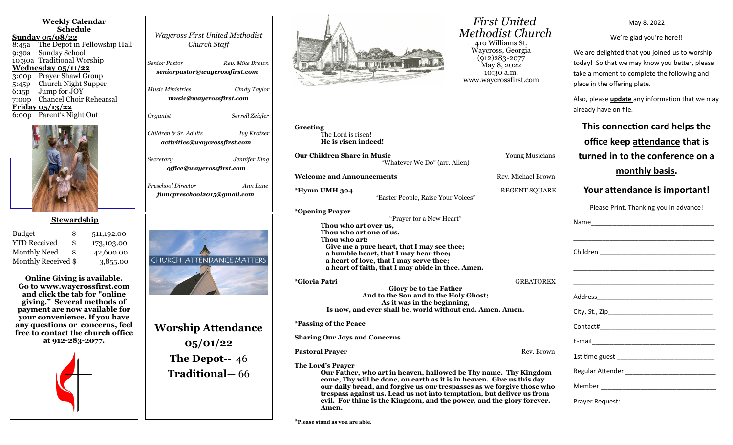## Weekly Calendar Schedule

**Sunday 05/08/22**
8:45a The Depot in Fellowship Hall
9:30a Sunday School
10:30a Traditional Worship

**Wednesday 05/11/22**
3:00p Prayer Shawl Group
5:45p Church Night Supper
6:15p Jump for JOY
7:00p Chancel Choir Rehearsal

**Friday 05/13/22**
6:00p Parent's Night Out

## Stewardship

| | | |
|---|---|---|
| Budget | $ | 511,192.00 |
| YTD Received | $ | 173,103.00 |
| Monthly Need | $ | 42,600.00 |
| Monthly Received | $ | 3,855.00 |

**Online Giving is available. Go to www.waycrossfirst.com and click the tab for "online giving." Several methods of payment are now available for your convenience. If you have any questions or concerns, feel free to contact the church office at 912-283-2077.**

*Waycross First United Methodist Church Staff*

*Senior Pastor* — *Rev. Mike Brown*
***seniorpastor@waycrossfirst.com***

*Music Ministries* — *Cindy Taylor*
***music@waycrossfirst.com***

*Organist* — *Serrell Zeigler*

*Children & Sr. Adults* — *Ivy Kratzer*
***activities@waycrossfirst.com***

*Secretary* — *Jennifer King*
***office@waycrossfirst.com***

*Preschool Director* — *Ann Lane*
***fumcpreschool2015@gmail.com***

CHURCH ATTENDANCE MATTERS

**Worship Attendance**

**05/01/22**

**The Depot**-- 46
**Traditional**— 66

# *First United Methodist Church*

410 Williams St.
Waycross, Georgia
(912)283-2077
May 8, 2022
10:30 a.m.
www.waycrossfirst.com

**Greeting**
The Lord is risen!
**He is risen indeed!**

**Our Children Share in Music** — Young Musicians
"Whatever We Do" (arr. Allen)

**Welcome and Announcements** — Rev. Michael Brown

**\*Hymn UMH 304** — REGENT SQUARE
"Easter People, Raise Your Voices"

**\*Opening Prayer**
"Prayer for a New Heart"
**Thou who art over us,**
**Thou who art one of us,**
**Thou who art:**
**Give me a pure heart, that I may see thee;**
**a humble heart, that I may hear thee;**
**a heart of love, that I may serve thee;**
**a heart of faith, that I may abide in thee. Amen.**

**\*Gloria Patri** — GREATOREX
**Glory be to the Father**
**And to the Son and to the Holy Ghost;**
**As it was in the beginning,**
**Is now, and ever shall be, world without end. Amen. Amen.**

**\*Passing of the Peace**

**Sharing Our Joys and Concerns**

**Pastoral Prayer** — Rev. Brown

**The Lord's Prayer**
**Our Father, who art in heaven, hallowed be Thy name. Thy Kingdom come, Thy will be done, on earth as it is in heaven. Give us this day our daily bread, and forgive us our trespasses as we forgive those who trespass against us. Lead us not into temptation, but deliver us from evil. For thine is the Kingdom, and the power, and the glory forever. Amen.**

**\*Please stand as you are able.**

May 8, 2022

We're glad you're here!!

We are delighted that you joined us to worship today! So that we may know you better, please take a moment to complete the following and place in the offering plate.

Also, please **update** any information that we may already have on file.

**This connection card helps the office keep attendance that is turned in to the conference on a monthly basis.**

**Your attendance is important!**

Please Print. Thanking you in advance!

Name________________________________

____________________________________

Children ____________________________

____________________________________

____________________________________

Address_____________________________

City, St., Zip__________________________

Contact#____________________________

E-mail______________________________

1st time guest ________________________

Regular Attender ______________________

Member ____________________________

Prayer Request: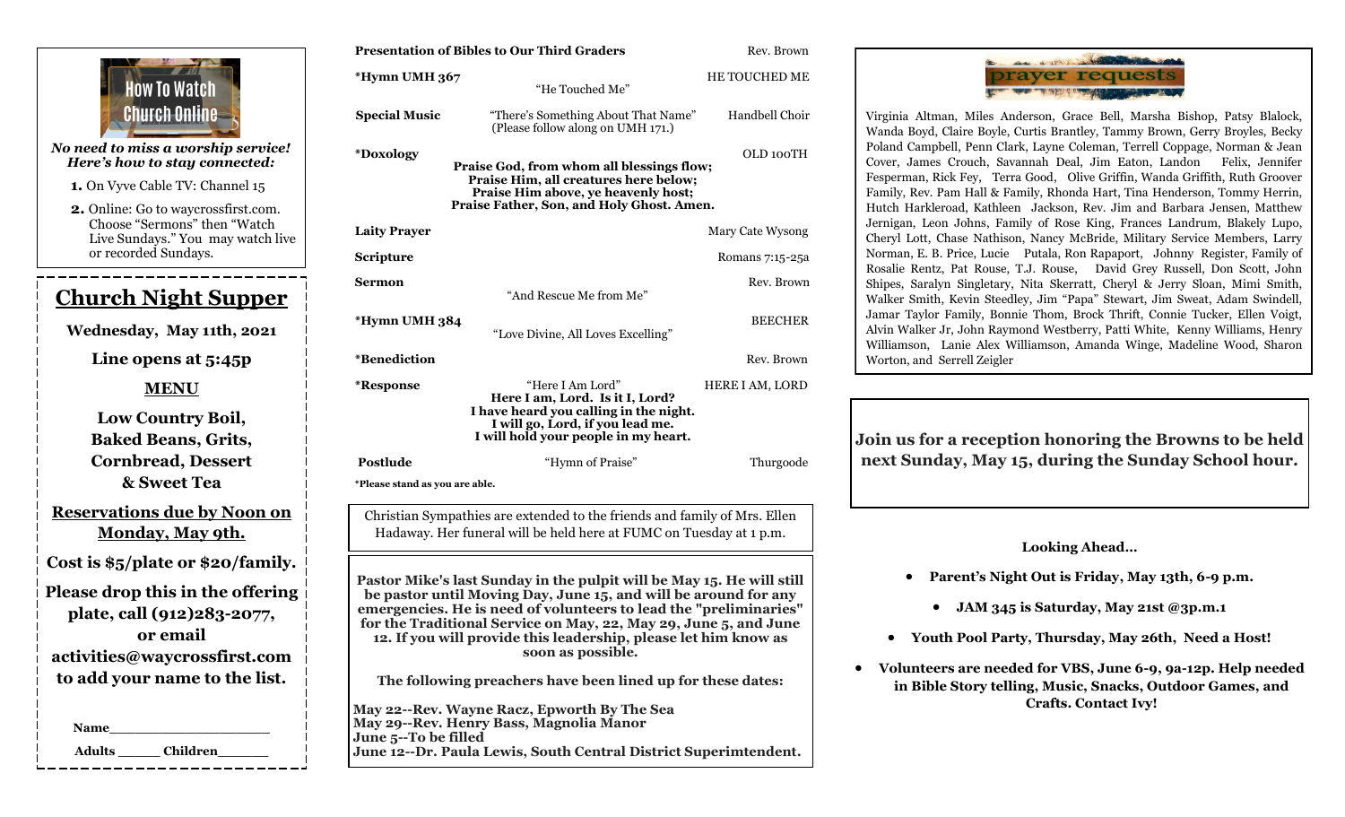How To Watch Church Online

*No need to miss a worship service! Here's how to stay connected:*

1. On Vyve Cable TV: Channel 15
2. Online: Go to waycrossfirst.com. Choose "Sermons" then "Watch Live Sundays." You may watch live or recorded Sundays.

## Church Night Supper

**Wednesday, May 11th, 2021**

**Line opens at 5:45p**

**MENU**

**Low Country Boil, Baked Beans, Grits, Cornbread, Dessert & Sweet Tea**

**Reservations due by Noon on Monday, May 9th.**

**Cost is $5/plate or $20/family.**

**Please drop this in the offering plate, call (912)283-2077, or email activities@waycrossfirst.com to add your name to the list.**

**Name____________________**

**Adults _____ Children______**

| | | |
|---|---|---|
| **Presentation of Bibles to Our Third Graders** | | Rev. Brown |
| **\*Hymn UMH 367** | "He Touched Me" | HE TOUCHED ME |
| **Special Music** | "There's Something About That Name" (Please follow along on UMH 171.) | Handbell Choir |
| **\*Doxology** | **Praise God, from whom all blessings flow; Praise Him, all creatures here below; Praise Him above, ye heavenly host; Praise Father, Son, and Holy Ghost. Amen.** | OLD 100TH |
| **Laity Prayer** | | Mary Cate Wysong |
| **Scripture** | | Romans 7:15-25a |
| **Sermon** | "And Rescue Me from Me" | Rev. Brown |
| **\*Hymn UMH 384** | "Love Divine, All Loves Excelling" | BEECHER |
| **\*Benediction** | | Rev. Brown |
| **\*Response** | "Here I Am Lord" **Here I am, Lord. Is it I, Lord? I have heard you calling in the night. I will go, Lord, if you lead me. I will hold your people in my heart.** | HERE I AM, LORD |
| **Postlude** | "Hymn of Praise" | Thurgoode |

**\*Please stand as you are able.**

Christian Sympathies are extended to the friends and family of Mrs. Ellen Hadaway. Her funeral will be held here at FUMC on Tuesday at 1 p.m.

**Pastor Mike's last Sunday in the pulpit will be May 15. He will still be pastor until Moving Day, June 15, and will be around for any emergencies. He is need of volunteers to lead the "preliminaries" for the Traditional Service on May, 22, May 29, June 5, and June 12. If you will provide this leadership, please let him know as soon as possible.**

**The following preachers have been lined up for these dates:**

**May 22--Rev. Wayne Racz, Epworth By The Sea**
**May 29--Rev. Henry Bass, Magnolia Manor**
**June 5--To be filled**
**June 12--Dr. Paula Lewis, South Central District Superimtendent.**

## prayer requests

Virginia Altman, Miles Anderson, Grace Bell, Marsha Bishop, Patsy Blalock, Wanda Boyd, Claire Boyle, Curtis Brantley, Tammy Brown, Gerry Broyles, Becky Poland Campbell, Penn Clark, Layne Coleman, Terrell Coppage, Norman & Jean Cover, James Crouch, Savannah Deal, Jim Eaton, Landon Felix, Jennifer Fesperman, Rick Fey, Terra Good, Olive Griffin, Wanda Griffith, Ruth Groover Family, Rev. Pam Hall & Family, Rhonda Hart, Tina Henderson, Tommy Herrin, Hutch Harkleroad, Kathleen Jackson, Rev. Jim and Barbara Jensen, Matthew Jernigan, Leon Johns, Family of Rose King, Frances Landrum, Blakely Lupo, Cheryl Lott, Chase Nathison, Nancy McBride, Military Service Members, Larry Norman, E. B. Price, Lucie Putala, Ron Rapaport, Johnny Register, Family of Rosalie Rentz, Pat Rouse, T.J. Rouse, David Grey Russell, Don Scott, John Shipes, Saralyn Singletary, Nita Skerratt, Cheryl & Jerry Sloan, Mimi Smith, Walker Smith, Kevin Steedley, Jim "Papa" Stewart, Jim Sweat, Adam Swindell, Jamar Taylor Family, Bonnie Thom, Brock Thrift, Connie Tucker, Ellen Voigt, Alvin Walker Jr, John Raymond Westberry, Patti White, Kenny Williams, Henry Williamson, Lanie Alex Williamson, Amanda Winge, Madeline Wood, Sharon Worton, and Serrell Zeigler

**Join us for a reception honoring the Browns to be held next Sunday, May 15, during the Sunday School hour.**

**Looking Ahead...**

- **Parent's Night Out is Friday, May 13th, 6-9 p.m.**
- **JAM 345 is Saturday, May 21st @3p.m.1**
- **Youth Pool Party, Thursday, May 26th, Need a Host!**
- **Volunteers are needed for VBS, June 6-9, 9a-12p. Help needed in Bible Story telling, Music, Snacks, Outdoor Games, and Crafts. Contact Ivy!**